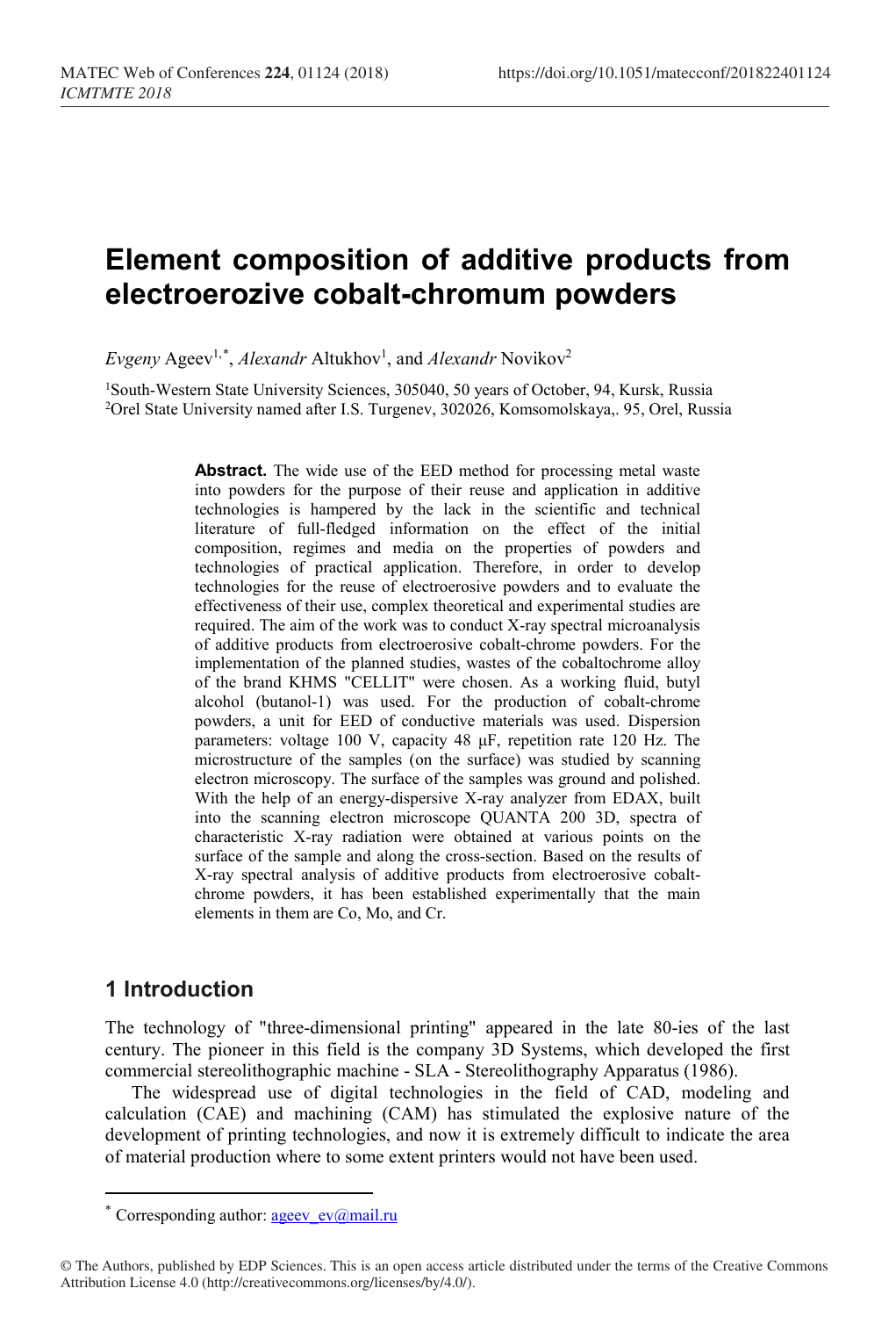# Element composition of additive products from electroerozive cobalt-chromum powders

*Evgeny* Ageev[1,*], *Alexandr* Altukhov[1], and *Alexandr* Novikov[2]

[1]South-Western State University Sciences, 305040, 50 years of October, 94, Kursk, Russia
[2]Orel State University named after I.S. Turgenev, 302026, Komsomolskaya,. 95, Orel, Russia

**Abstract.** The wide use of the EED method for processing metal waste into powders for the purpose of their reuse and application in additive technologies is hampered by the lack in the scientific and technical literature of full-fledged information on the effect of the initial composition, regimes and media on the properties of powders and technologies of practical application. Therefore, in order to develop technologies for the reuse of electroerosive powders and to evaluate the effectiveness of their use, complex theoretical and experimental studies are required. The aim of the work was to conduct X-ray spectral microanalysis of additive products from electroerosive cobalt-chrome powders. For the implementation of the planned studies, wastes of the cobaltochrome alloy of the brand KHMS "CELLIT" were chosen. As a working fluid, butyl alcohol (butanol-1) was used. For the production of cobalt-chrome powders, a unit for EED of conductive materials was used. Dispersion parameters: voltage 100 V, capacity 48 μF, repetition rate 120 Hz. The microstructure of the samples (on the surface) was studied by scanning electron microscopy. The surface of the samples was ground and polished. With the help of an energy-dispersive X-ray analyzer from EDAX, built into the scanning electron microscope QUANTA 200 3D, spectra of characteristic X-ray radiation were obtained at various points on the surface of the sample and along the cross-section. Based on the results of X-ray spectral analysis of additive products from electroerosive cobalt-chrome powders, it has been established experimentally that the main elements in them are Co, Mo, and Cr.

## 1 Introduction

The technology of "three-dimensional printing" appeared in the late 80-ies of the last century. The pioneer in this field is the company 3D Systems, which developed the first commercial stereolithographic machine - SLA - Stereolithography Apparatus (1986).

The widespread use of digital technologies in the field of CAD, modeling and calculation (CAE) and machining (CAM) has stimulated the explosive nature of the development of printing technologies, and now it is extremely difficult to indicate the area of material production where to some extent printers would not have been used.

* Corresponding author: ageev_ev@mail.ru

© The Authors, published by EDP Sciences. This is an open access article distributed under the terms of the Creative Commons Attribution License 4.0 (http://creativecommons.org/licenses/by/4.0/).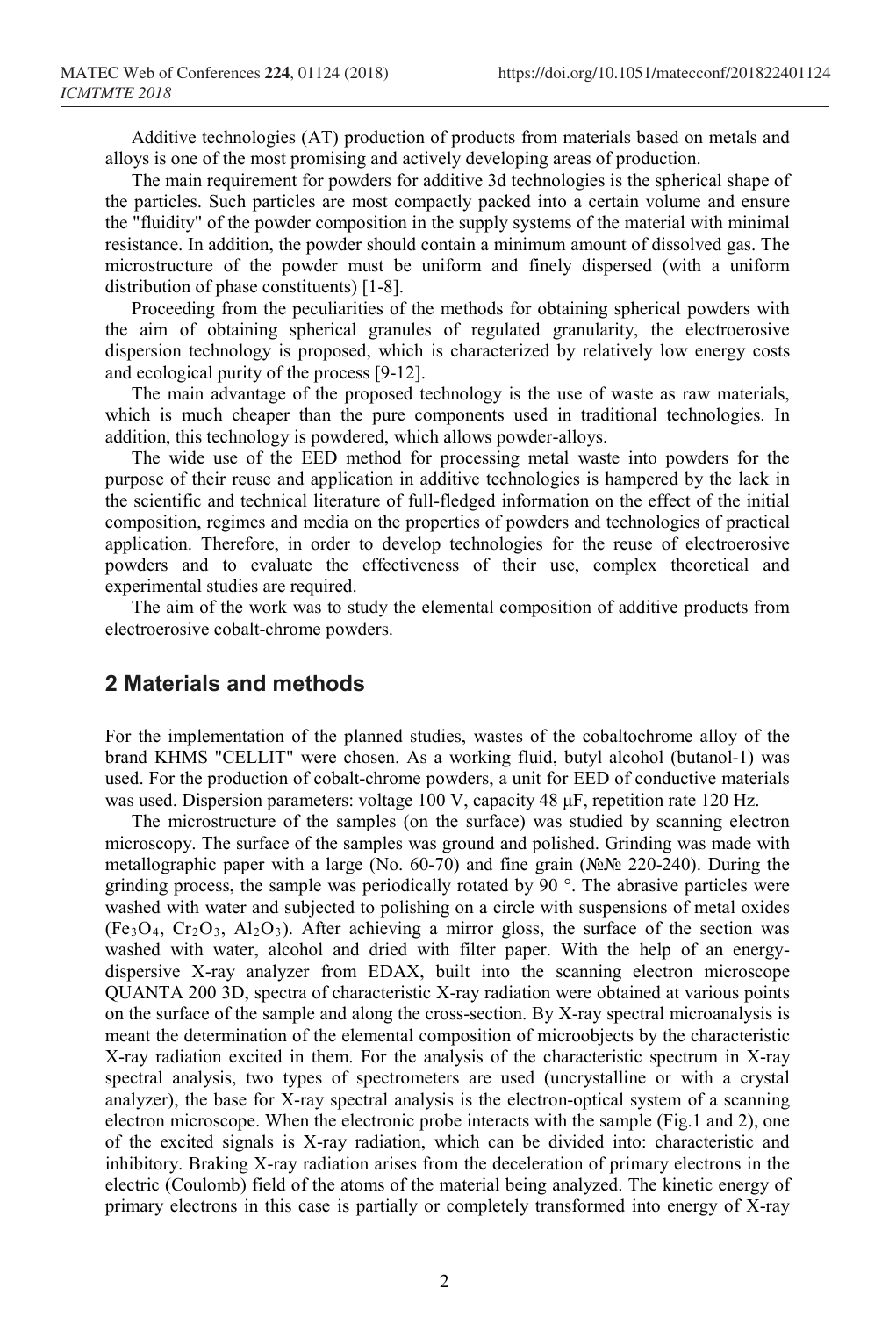Additive technologies (AT) production of products from materials based on metals and alloys is one of the most promising and actively developing areas of production.

The main requirement for powders for additive 3d technologies is the spherical shape of the particles. Such particles are most compactly packed into a certain volume and ensure the "fluidity" of the powder composition in the supply systems of the material with minimal resistance. In addition, the powder should contain a minimum amount of dissolved gas. The microstructure of the powder must be uniform and finely dispersed (with a uniform distribution of phase constituents) [1-8].

Proceeding from the peculiarities of the methods for obtaining spherical powders with the aim of obtaining spherical granules of regulated granularity, the electroerosive dispersion technology is proposed, which is characterized by relatively low energy costs and ecological purity of the process [9-12].

The main advantage of the proposed technology is the use of waste as raw materials, which is much cheaper than the pure components used in traditional technologies. In addition, this technology is powdered, which allows powder-alloys.

The wide use of the EED method for processing metal waste into powders for the purpose of their reuse and application in additive technologies is hampered by the lack in the scientific and technical literature of full-fledged information on the effect of the initial composition, regimes and media on the properties of powders and technologies of practical application. Therefore, in order to develop technologies for the reuse of electroerosive powders and to evaluate the effectiveness of their use, complex theoretical and experimental studies are required.

The aim of the work was to study the elemental composition of additive products from electroerosive cobalt-chrome powders.

## 2 Materials and methods

For the implementation of the planned studies, wastes of the cobaltochrome alloy of the brand KHMS "CELLIT" were chosen. As a working fluid, butyl alcohol (butanol-1) was used. For the production of cobalt-chrome powders, a unit for EED of conductive materials was used. Dispersion parameters: voltage 100 V, capacity 48 μF, repetition rate 120 Hz.

The microstructure of the samples (on the surface) was studied by scanning electron microscopy. The surface of the samples was ground and polished. Grinding was made with metallographic paper with a large (No. 60-70) and fine grain (№№ 220-240). During the grinding process, the sample was periodically rotated by 90 °. The abrasive particles were washed with water and subjected to polishing on a circle with suspensions of metal oxides ($Fe_3O_4$, $Cr_2O_3$, $Al_2O_3$). After achieving a mirror gloss, the surface of the section was washed with water, alcohol and dried with filter paper. With the help of an energy-dispersive X-ray analyzer from EDAX, built into the scanning electron microscope QUANTA 200 3D, spectra of characteristic X-ray radiation were obtained at various points on the surface of the sample and along the cross-section. By X-ray spectral microanalysis is meant the determination of the elemental composition of microobjects by the characteristic X-ray radiation excited in them. For the analysis of the characteristic spectrum in X-ray spectral analysis, two types of spectrometers are used (uncrystalline or with a crystal analyzer), the base for X-ray spectral analysis is the electron-optical system of a scanning electron microscope. When the electronic probe interacts with the sample (Fig.1 and 2), one of the excited signals is X-ray radiation, which can be divided into: characteristic and inhibitory. Braking X-ray radiation arises from the deceleration of primary electrons in the electric (Coulomb) field of the atoms of the material being analyzed. The kinetic energy of primary electrons in this case is partially or completely transformed into energy of X-ray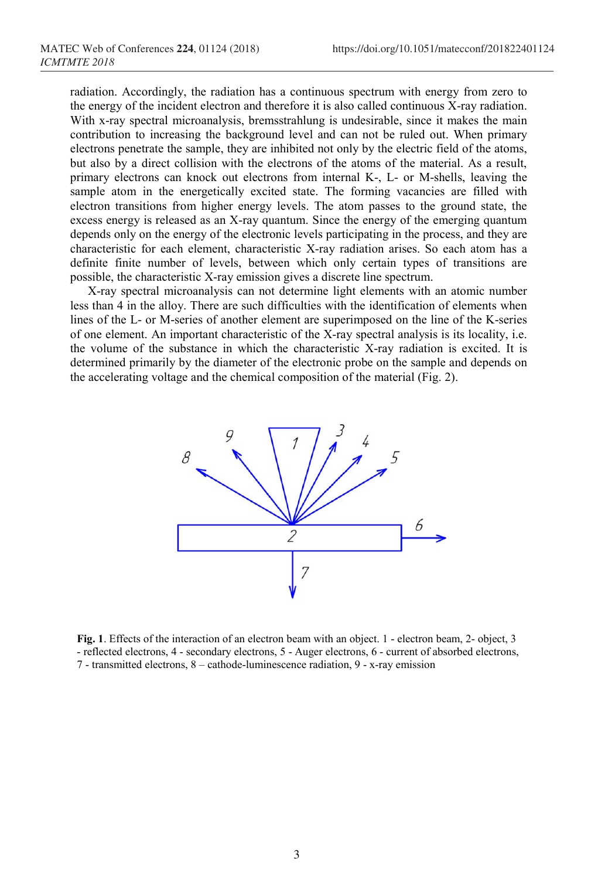radiation. Accordingly, the radiation has a continuous spectrum with energy from zero to the energy of the incident electron and therefore it is also called continuous X-ray radiation. With x-ray spectral microanalysis, bremsstrahlung is undesirable, since it makes the main contribution to increasing the background level and can not be ruled out. When primary electrons penetrate the sample, they are inhibited not only by the electric field of the atoms, but also by a direct collision with the electrons of the atoms of the material. As a result, primary electrons can knock out electrons from internal K-, L- or M-shells, leaving the sample atom in the energetically excited state. The forming vacancies are filled with electron transitions from higher energy levels. The atom passes to the ground state, the excess energy is released as an X-ray quantum. Since the energy of the emerging quantum depends only on the energy of the electronic levels participating in the process, and they are characteristic for each element, characteristic X-ray radiation arises. So each atom has a definite finite number of levels, between which only certain types of transitions are possible, the characteristic X-ray emission gives a discrete line spectrum.

X-ray spectral microanalysis can not determine light elements with an atomic number less than 4 in the alloy. There are such difficulties with the identification of elements when lines of the L- or M-series of another element are superimposed on the line of the K-series of one element. An important characteristic of the X-ray spectral analysis is its locality, i.e. the volume of the substance in which the characteristic X-ray radiation is excited. It is determined primarily by the diameter of the electronic probe on the sample and depends on the accelerating voltage and the chemical composition of the material (Fig. 2).

**Fig. 1**. Effects of the interaction of an electron beam with an object. 1 - electron beam, 2- object, 3 - reflected electrons, 4 - secondary electrons, 5 - Auger electrons, 6 - current of absorbed electrons, 7 - transmitted electrons, 8 – cathode-luminescence radiation, 9 - x-ray emission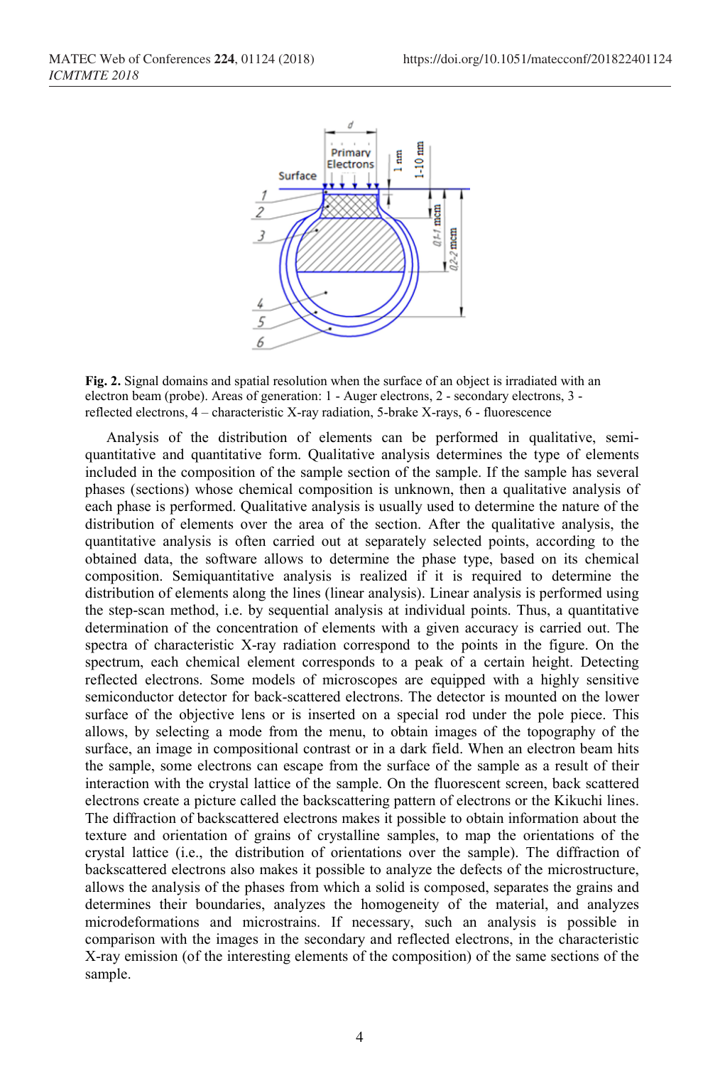d

Primary Electrons

Surface

1 nm

1-10 nm

0.1-1 mcm

0.2-2 mcm

1

2

3

4

5

6

**Fig. 2.** Signal domains and spatial resolution when the surface of an object is irradiated with an electron beam (probe). Areas of generation: 1 - Auger electrons, 2 - secondary electrons, 3 - reflected electrons, 4 – characteristic X-ray radiation, 5-brake X-rays, 6 - fluorescence

Analysis of the distribution of elements can be performed in qualitative, semi-quantitative and quantitative form. Qualitative analysis determines the type of elements included in the composition of the sample section of the sample. If the sample has several phases (sections) whose chemical composition is unknown, then a qualitative analysis of each phase is performed. Qualitative analysis is usually used to determine the nature of the distribution of elements over the area of the section. After the qualitative analysis, the quantitative analysis is often carried out at separately selected points, according to the obtained data, the software allows to determine the phase type, based on its chemical composition. Semiquantitative analysis is realized if it is required to determine the distribution of elements along the lines (linear analysis). Linear analysis is performed using the step-scan method, i.e. by sequential analysis at individual points. Thus, a quantitative determination of the concentration of elements with a given accuracy is carried out. The spectra of characteristic X-ray radiation correspond to the points in the figure. On the spectrum, each chemical element corresponds to a peak of a certain height. Detecting reflected electrons. Some models of microscopes are equipped with a highly sensitive semiconductor detector for back-scattered electrons. The detector is mounted on the lower surface of the objective lens or is inserted on a special rod under the pole piece. This allows, by selecting a mode from the menu, to obtain images of the topography of the surface, an image in compositional contrast or in a dark field. When an electron beam hits the sample, some electrons can escape from the surface of the sample as a result of their interaction with the crystal lattice of the sample. On the fluorescent screen, back scattered electrons create a picture called the backscattering pattern of electrons or the Kikuchi lines. The diffraction of backscattered electrons makes it possible to obtain information about the texture and orientation of grains of crystalline samples, to map the orientations of the crystal lattice (i.e., the distribution of orientations over the sample). The diffraction of backscattered electrons also makes it possible to analyze the defects of the microstructure, allows the analysis of the phases from which a solid is composed, separates the grains and determines their boundaries, analyzes the homogeneity of the material, and analyzes microdeformations and microstrains. If necessary, such an analysis is possible in comparison with the images in the secondary and reflected electrons, in the characteristic X-ray emission (of the interesting elements of the composition) of the same sections of the sample.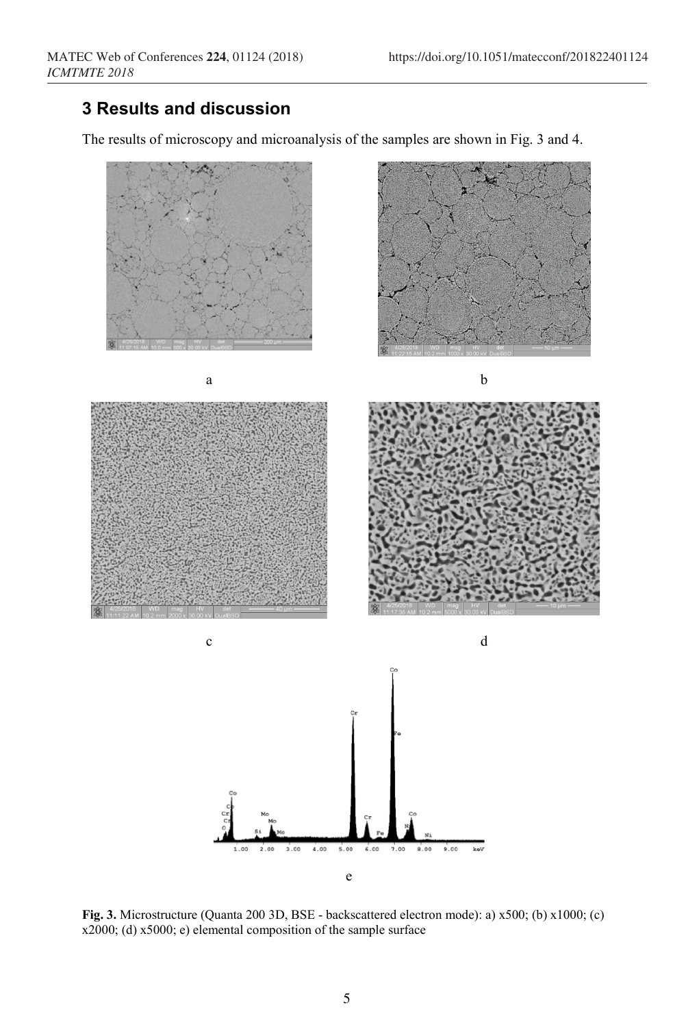## 3 Results and discussion

The results of microscopy and microanalysis of the samples are shown in Fig. 3 and 4.

a

b

c

d

e

**Fig. 3.** Microstructure (Quanta 200 3D, BSE - backscattered electron mode): a) x500; (b) x1000; (c) x2000; (d) x5000; e) elemental composition of the sample surface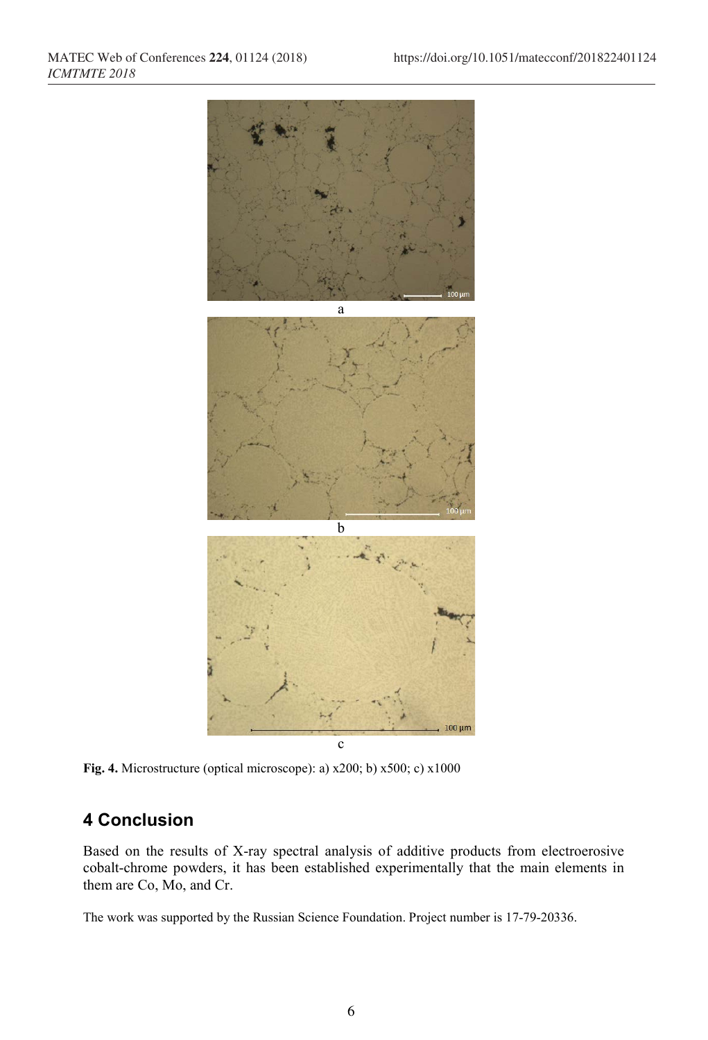a

b

c

**Fig. 4.** Microstructure (optical microscope): a) x200; b) x500; c) x1000

## 4 Conclusion

Based on the results of X-ray spectral analysis of additive products from electroerosive cobalt-chrome powders, it has been established experimentally that the main elements in them are Co, Mo, and Cr.

The work was supported by the Russian Science Foundation. Project number is 17-79-20336.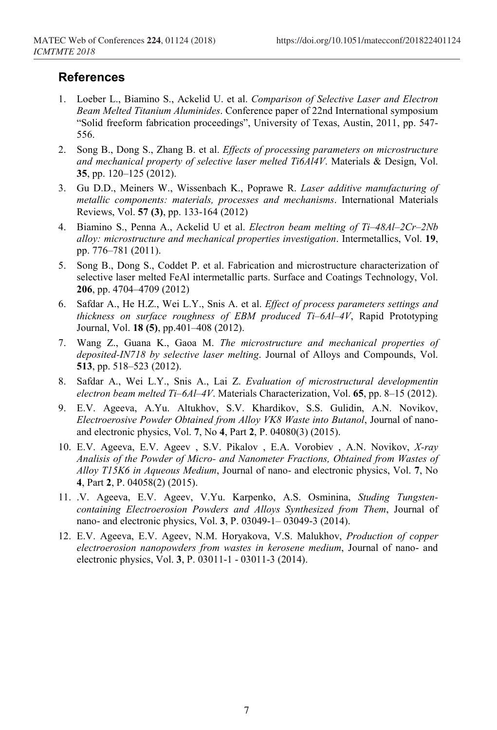## References

1. Loeber L., Biamino S., Ackelid U. et al. *Comparison of Selective Laser and Electron Beam Melted Titanium Aluminides*. Conference paper of 22nd International symposium "Solid freeform fabrication proceedings", University of Texas, Austin, 2011, pp. 547-556.
2. Song B., Dong S., Zhang B. et al. *Effects of processing parameters on microstructure and mechanical property of selective laser melted Ti6Al4V*. Materials & Design, Vol. **35**, pp. 120–125 (2012).
3. Gu D.D., Meiners W., Wissenbach K., Poprawe R. *Laser additive manufacturing of metallic components: materials, processes and mechanisms*. International Materials Reviews, Vol. **57 (3)**, pp. 133-164 (2012)
4. Biamino S., Penna A., Ackelid U et al. *Electron beam melting of Ti–48Al–2Cr–2Nb alloy: microstructure and mechanical properties investigation*. Intermetallics, Vol. **19**, pp. 776–781 (2011).
5. Song B., Dong S., Coddet P. et al. Fabrication and microstructure characterization of selective laser melted FeAl intermetallic parts. Surface and Coatings Technology, Vol. **206**, pp. 4704–4709 (2012)
6. Safdar A., He H.Z., Wei L.Y., Snis A. et al. *Effect of process parameters settings and thickness on surface roughness of EBM produced Ti–6Al–4V*, Rapid Prototyping Journal, Vol. **18 (5)**, pp.401–408 (2012).
7. Wang Z., Guana K., Gaoa M. *The microstructure and mechanical properties of deposited-IN718 by selective laser melting*. Journal of Alloys and Compounds, Vol. **513**, pp. 518–523 (2012).
8. Safdar A., Wei L.Y., Snis A., Lai Z. *Evaluation of microstructural developmentin electron beam melted Ti–6Al–4V*. Materials Characterization, Vol. **65**, pp. 8–15 (2012).
9. E.V. Ageeva, A.Yu. Altukhov, S.V. Khardikov, S.S. Gulidin, A.N. Novikov, *Electroerosive Powder Obtained from Alloy VK8 Waste into Butanol*, Journal of nano- and electronic physics, Vol. **7**, No **4**, Part **2**, P. 04080(3) (2015).
10. E.V. Ageeva, E.V. Ageev , S.V. Pikalov , E.A. Vorobiev , A.N. Novikov, *X-ray Analisis of the Powder of Micro- and Nanometer Fractions, Obtained from Wastes of Alloy T15K6 in Aqueous Medium*, Journal of nano- and electronic physics, Vol. **7**, No **4**, Part **2**, P. 04058(2) (2015).
11. .V. Ageeva, E.V. Ageev, V.Yu. Karpenko, A.S. Osminina, *Studing Tungsten-containing Electroerosion Powders and Alloys Synthesized from Them*, Journal of nano- and electronic physics, Vol. **3**, P. 03049-1– 03049-3 (2014).
12. E.V. Ageeva, E.V. Ageev, N.M. Horyakova, V.S. Malukhov, *Production of copper electroerosion nanopowders from wastes in kerosene medium*, Journal of nano- and electronic physics, Vol. **3**, P. 03011-1 - 03011-3 (2014).